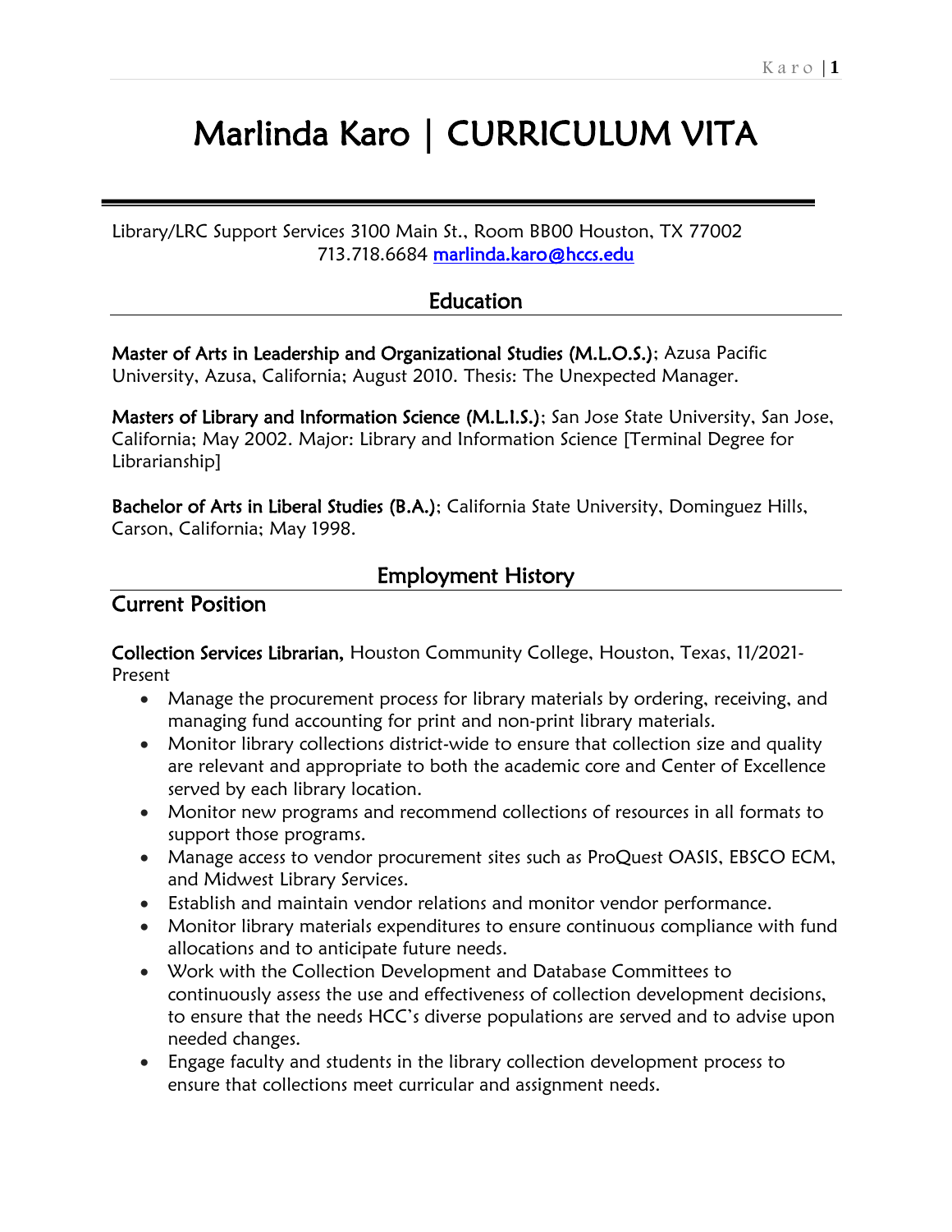# Marlinda Karo | CURRICULUM VITA

Library/LRC Support Services 3100 Main St., Room BB00 Houston, TX 77002
713.718.6684 marlinda.karo@hccs.edu

## Education

**Master of Arts in Leadership and Organizational Studies (M.L.O.S.)**; Azusa Pacific University, Azusa, California; August 2010. Thesis: The Unexpected Manager.

**Masters of Library and Information Science (M.L.I.S.)**; San Jose State University, San Jose, California; May 2002. Major: Library and Information Science [Terminal Degree for Librarianship]

**Bachelor of Arts in Liberal Studies (B.A.)**; California State University, Dominguez Hills, Carson, California; May 1998.

## Employment History

### Current Position

**Collection Services Librarian,** Houston Community College, Houston, Texas, 11/2021-Present

- Manage the procurement process for library materials by ordering, receiving, and managing fund accounting for print and non-print library materials.
- Monitor library collections district-wide to ensure that collection size and quality are relevant and appropriate to both the academic core and Center of Excellence served by each library location.
- Monitor new programs and recommend collections of resources in all formats to support those programs.
- Manage access to vendor procurement sites such as ProQuest OASIS, EBSCO ECM, and Midwest Library Services.
- Establish and maintain vendor relations and monitor vendor performance.
- Monitor library materials expenditures to ensure continuous compliance with fund allocations and to anticipate future needs.
- Work with the Collection Development and Database Committees to continuously assess the use and effectiveness of collection development decisions, to ensure that the needs HCC's diverse populations are served and to advise upon needed changes.
- Engage faculty and students in the library collection development process to ensure that collections meet curricular and assignment needs.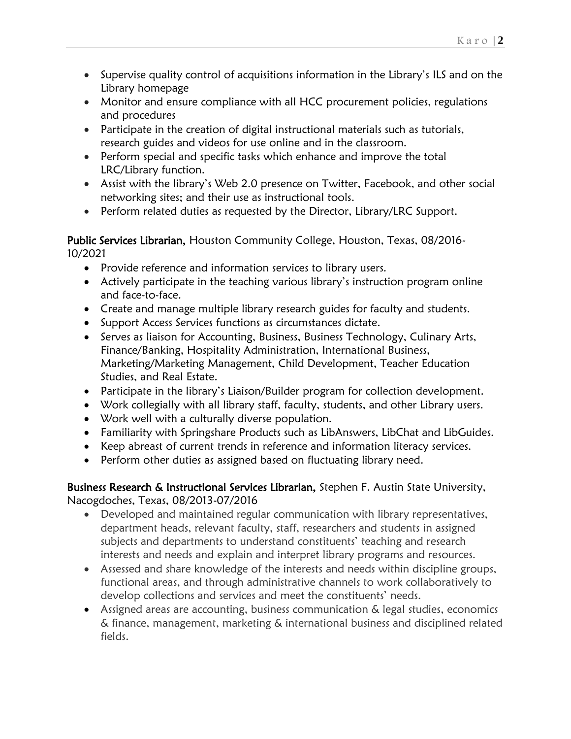- Supervise quality control of acquisitions information in the Library's ILS and on the Library homepage
- Monitor and ensure compliance with all HCC procurement policies, regulations and procedures
- Participate in the creation of digital instructional materials such as tutorials, research guides and videos for use online and in the classroom.
- Perform special and specific tasks which enhance and improve the total LRC/Library function.
- Assist with the library's Web 2.0 presence on Twitter, Facebook, and other social networking sites; and their use as instructional tools.
- Perform related duties as requested by the Director, Library/LRC Support.

**Public Services Librarian,** Houston Community College, Houston, Texas, 08/2016-10/2021

- Provide reference and information services to library users.
- Actively participate in the teaching various library's instruction program online and face-to-face.
- Create and manage multiple library research guides for faculty and students.
- Support Access Services functions as circumstances dictate.
- Serves as liaison for Accounting, Business, Business Technology, Culinary Arts, Finance/Banking, Hospitality Administration, International Business, Marketing/Marketing Management, Child Development, Teacher Education Studies, and Real Estate.
- Participate in the library's Liaison/Builder program for collection development.
- Work collegially with all library staff, faculty, students, and other Library users.
- Work well with a culturally diverse population.
- Familiarity with Springshare Products such as LibAnswers, LibChat and LibGuides.
- Keep abreast of current trends in reference and information literacy services.
- Perform other duties as assigned based on fluctuating library need.

**Business Research & Instructional Services Librarian,** Stephen F. Austin State University, Nacogdoches, Texas, 08/2013-07/2016

- Developed and maintained regular communication with library representatives, department heads, relevant faculty, staff, researchers and students in assigned subjects and departments to understand constituents' teaching and research interests and needs and explain and interpret library programs and resources.
- Assessed and share knowledge of the interests and needs within discipline groups, functional areas, and through administrative channels to work collaboratively to develop collections and services and meet the constituents' needs.
- Assigned areas are accounting, business communication & legal studies, economics & finance, management, marketing & international business and disciplined related fields.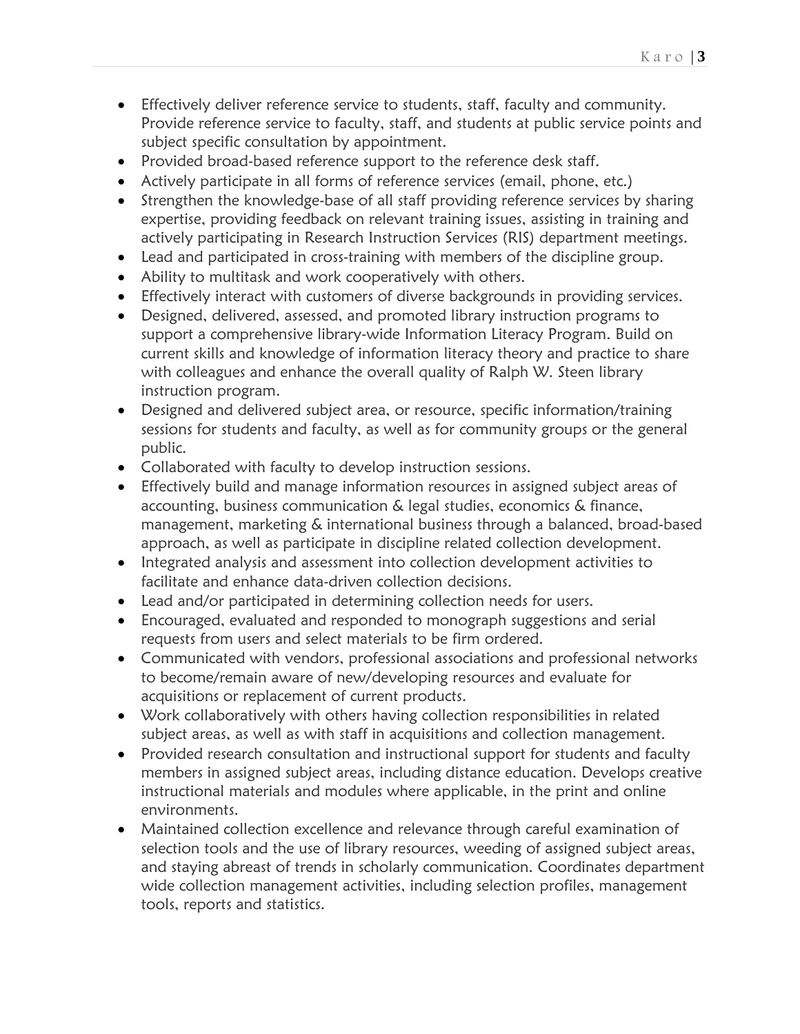- Effectively deliver reference service to students, staff, faculty and community. Provide reference service to faculty, staff, and students at public service points and subject specific consultation by appointment.
- Provided broad-based reference support to the reference desk staff.
- Actively participate in all forms of reference services (email, phone, etc.)
- Strengthen the knowledge-base of all staff providing reference services by sharing expertise, providing feedback on relevant training issues, assisting in training and actively participating in Research Instruction Services (RIS) department meetings.
- Lead and participated in cross-training with members of the discipline group.
- Ability to multitask and work cooperatively with others.
- Effectively interact with customers of diverse backgrounds in providing services.
- Designed, delivered, assessed, and promoted library instruction programs to support a comprehensive library-wide Information Literacy Program. Build on current skills and knowledge of information literacy theory and practice to share with colleagues and enhance the overall quality of Ralph W. Steen library instruction program.
- Designed and delivered subject area, or resource, specific information/training sessions for students and faculty, as well as for community groups or the general public.
- Collaborated with faculty to develop instruction sessions.
- Effectively build and manage information resources in assigned subject areas of accounting, business communication & legal studies, economics & finance, management, marketing & international business through a balanced, broad-based approach, as well as participate in discipline related collection development.
- Integrated analysis and assessment into collection development activities to facilitate and enhance data-driven collection decisions.
- Lead and/or participated in determining collection needs for users.
- Encouraged, evaluated and responded to monograph suggestions and serial requests from users and select materials to be firm ordered.
- Communicated with vendors, professional associations and professional networks to become/remain aware of new/developing resources and evaluate for acquisitions or replacement of current products.
- Work collaboratively with others having collection responsibilities in related subject areas, as well as with staff in acquisitions and collection management.
- Provided research consultation and instructional support for students and faculty members in assigned subject areas, including distance education. Develops creative instructional materials and modules where applicable, in the print and online environments.
- Maintained collection excellence and relevance through careful examination of selection tools and the use of library resources, weeding of assigned subject areas, and staying abreast of trends in scholarly communication. Coordinates department wide collection management activities, including selection profiles, management tools, reports and statistics.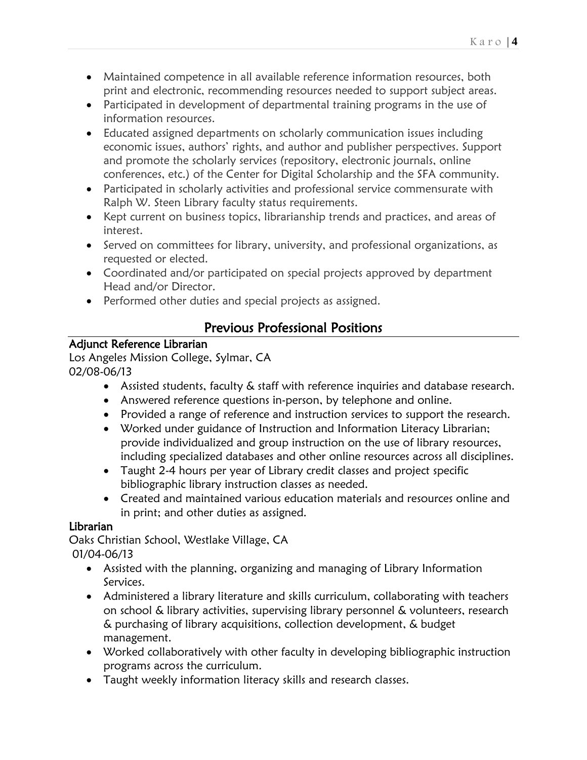- Maintained competence in all available reference information resources, both print and electronic, recommending resources needed to support subject areas.
- Participated in development of departmental training programs in the use of information resources.
- Educated assigned departments on scholarly communication issues including economic issues, authors' rights, and author and publisher perspectives. Support and promote the scholarly services (repository, electronic journals, online conferences, etc.) of the Center for Digital Scholarship and the SFA community.
- Participated in scholarly activities and professional service commensurate with Ralph W. Steen Library faculty status requirements.
- Kept current on business topics, librarianship trends and practices, and areas of interest.
- Served on committees for library, university, and professional organizations, as requested or elected.
- Coordinated and/or participated on special projects approved by department Head and/or Director.
- Performed other duties and special projects as assigned.

## Previous Professional Positions

**Adjunct Reference Librarian**
Los Angeles Mission College, Sylmar, CA
02/08-06/13

- Assisted students, faculty & staff with reference inquiries and database research.
- Answered reference questions in-person, by telephone and online.
- Provided a range of reference and instruction services to support the research.
- Worked under guidance of Instruction and Information Literacy Librarian; provide individualized and group instruction on the use of library resources, including specialized databases and other online resources across all disciplines.
- Taught 2-4 hours per year of Library credit classes and project specific bibliographic library instruction classes as needed.
- Created and maintained various education materials and resources online and in print; and other duties as assigned.

**Librarian**
Oaks Christian School, Westlake Village, CA
01/04-06/13

- Assisted with the planning, organizing and managing of Library Information Services.
- Administered a library literature and skills curriculum, collaborating with teachers on school & library activities, supervising library personnel & volunteers, research & purchasing of library acquisitions, collection development, & budget management.
- Worked collaboratively with other faculty in developing bibliographic instruction programs across the curriculum.
- Taught weekly information literacy skills and research classes.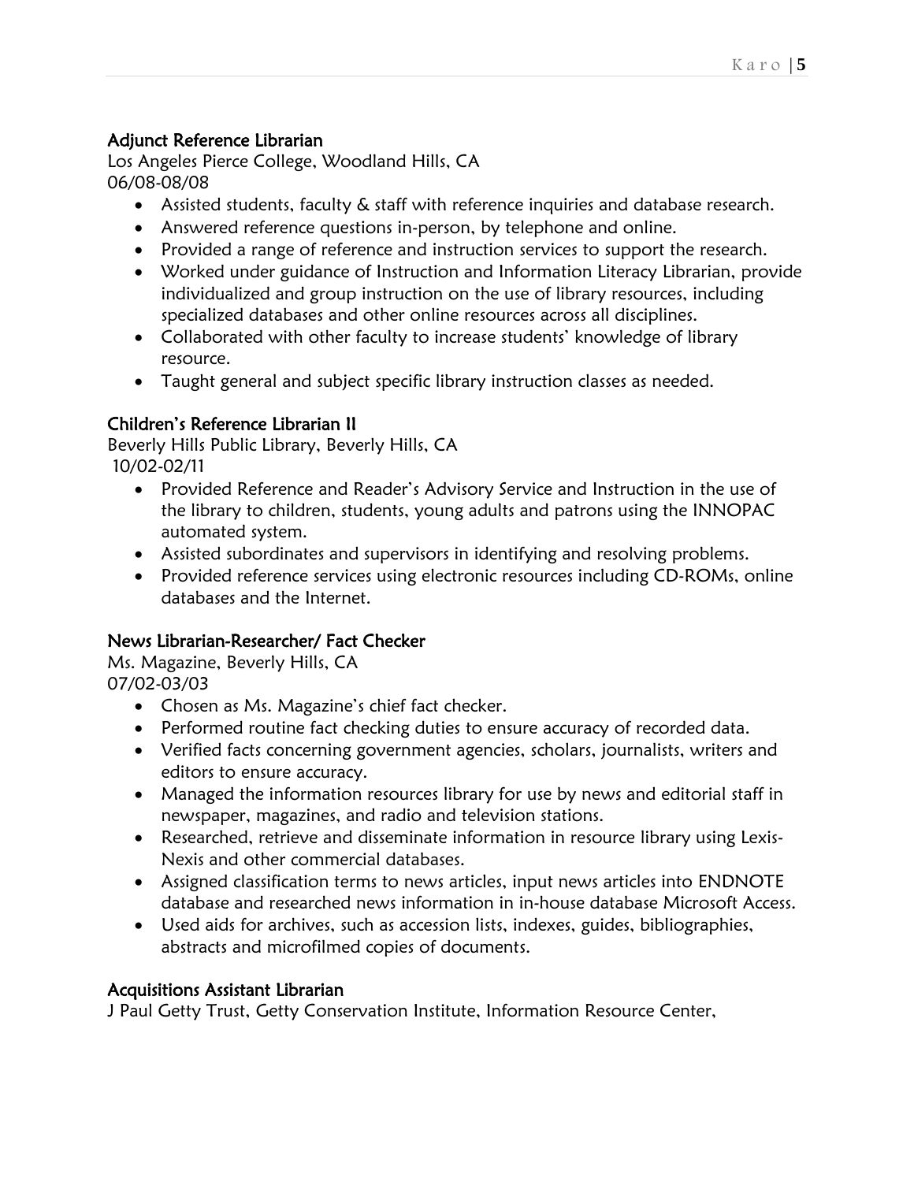### Adjunct Reference Librarian

Los Angeles Pierce College, Woodland Hills, CA
06/08-08/08

- Assisted students, faculty & staff with reference inquiries and database research.
- Answered reference questions in-person, by telephone and online.
- Provided a range of reference and instruction services to support the research.
- Worked under guidance of Instruction and Information Literacy Librarian, provide individualized and group instruction on the use of library resources, including specialized databases and other online resources across all disciplines.
- Collaborated with other faculty to increase students' knowledge of library resource.
- Taught general and subject specific library instruction classes as needed.

### Children's Reference Librarian II

Beverly Hills Public Library, Beverly Hills, CA
10/02-02/11

- Provided Reference and Reader's Advisory Service and Instruction in the use of the library to children, students, young adults and patrons using the INNOPAC automated system.
- Assisted subordinates and supervisors in identifying and resolving problems.
- Provided reference services using electronic resources including CD-ROMs, online databases and the Internet.

### News Librarian-Researcher/ Fact Checker

Ms. Magazine, Beverly Hills, CA
07/02-03/03

- Chosen as Ms. Magazine's chief fact checker.
- Performed routine fact checking duties to ensure accuracy of recorded data.
- Verified facts concerning government agencies, scholars, journalists, writers and editors to ensure accuracy.
- Managed the information resources library for use by news and editorial staff in newspaper, magazines, and radio and television stations.
- Researched, retrieve and disseminate information in resource library using Lexis-Nexis and other commercial databases.
- Assigned classification terms to news articles, input news articles into ENDNOTE database and researched news information in in-house database Microsoft Access.
- Used aids for archives, such as accession lists, indexes, guides, bibliographies, abstracts and microfilmed copies of documents.

### Acquisitions Assistant Librarian

J Paul Getty Trust, Getty Conservation Institute, Information Resource Center,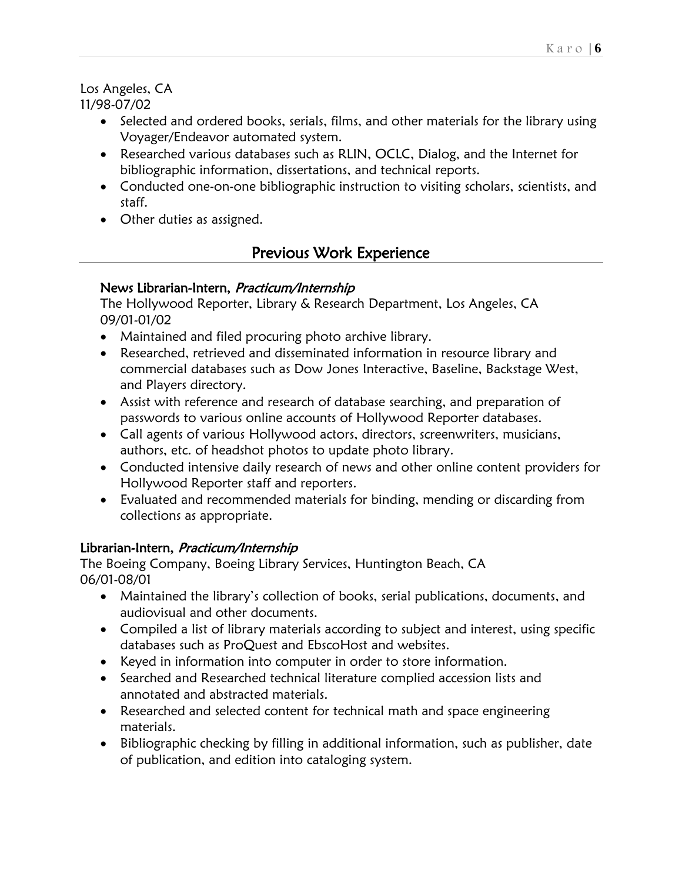Los Angeles, CA
11/98-07/02

- Selected and ordered books, serials, films, and other materials for the library using Voyager/Endeavor automated system.
- Researched various databases such as RLIN, OCLC, Dialog, and the Internet for bibliographic information, dissertations, and technical reports.
- Conducted one-on-one bibliographic instruction to visiting scholars, scientists, and staff.
- Other duties as assigned.

## Previous Work Experience

### News Librarian-Intern, *Practicum/Internship*

The Hollywood Reporter, Library & Research Department, Los Angeles, CA
09/01-01/02

- Maintained and filed procuring photo archive library.
- Researched, retrieved and disseminated information in resource library and commercial databases such as Dow Jones Interactive, Baseline, Backstage West, and Players directory.
- Assist with reference and research of database searching, and preparation of passwords to various online accounts of Hollywood Reporter databases.
- Call agents of various Hollywood actors, directors, screenwriters, musicians, authors, etc. of headshot photos to update photo library.
- Conducted intensive daily research of news and other online content providers for Hollywood Reporter staff and reporters.
- Evaluated and recommended materials for binding, mending or discarding from collections as appropriate.

### Librarian-Intern, *Practicum/Internship*

The Boeing Company, Boeing Library Services, Huntington Beach, CA
06/01-08/01

- Maintained the library's collection of books, serial publications, documents, and audiovisual and other documents.
- Compiled a list of library materials according to subject and interest, using specific databases such as ProQuest and EbscoHost and websites.
- Keyed in information into computer in order to store information.
- Searched and Researched technical literature complied accession lists and annotated and abstracted materials.
- Researched and selected content for technical math and space engineering materials.
- Bibliographic checking by filling in additional information, such as publisher, date of publication, and edition into cataloging system.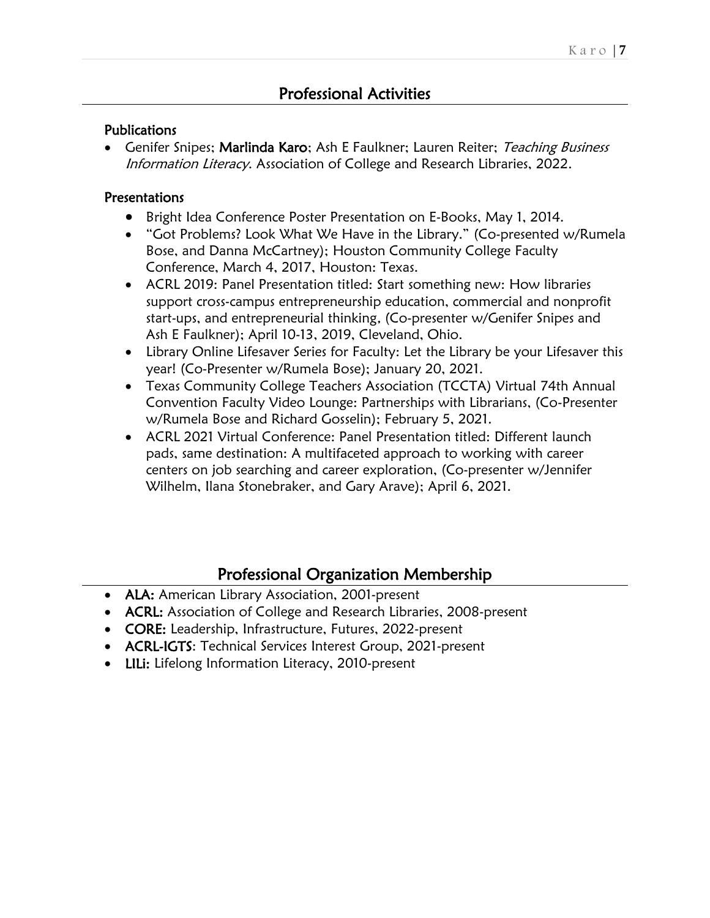## Professional Activities

### Publications

- Genifer Snipes; **Marlinda Karo**; Ash E Faulkner; Lauren Reiter; *Teaching Business Information Literacy*. Association of College and Research Libraries, 2022.

### Presentations

- Bright Idea Conference Poster Presentation on E-Books, May 1, 2014.
- "Got Problems? Look What We Have in the Library." (Co-presented w/Rumela Bose, and Danna McCartney); Houston Community College Faculty Conference, March 4, 2017, Houston: Texas.
- ACRL 2019: Panel Presentation titled: Start something new: How libraries support cross-campus entrepreneurship education, commercial and nonprofit start-ups, and entrepreneurial thinking, (Co-presenter w/Genifer Snipes and Ash E Faulkner); April 10-13, 2019, Cleveland, Ohio.
- Library Online Lifesaver Series for Faculty: Let the Library be your Lifesaver this year! (Co-Presenter w/Rumela Bose); January 20, 2021.
- Texas Community College Teachers Association (TCCTA) Virtual 74th Annual Convention Faculty Video Lounge: Partnerships with Librarians, (Co-Presenter w/Rumela Bose and Richard Gosselin); February 5, 2021.
- ACRL 2021 Virtual Conference: Panel Presentation titled: Different launch pads, same destination: A multifaceted approach to working with career centers on job searching and career exploration, (Co-presenter w/Jennifer Wilhelm, Ilana Stonebraker, and Gary Arave); April 6, 2021.

## Professional Organization Membership

- **ALA:** American Library Association, 2001-present
- **ACRL:** Association of College and Research Libraries, 2008-present
- **CORE:** Leadership, Infrastructure, Futures, 2022-present
- **ACRL-IGTS**: Technical Services Interest Group, 2021-present
- **LILi:** Lifelong Information Literacy, 2010-present